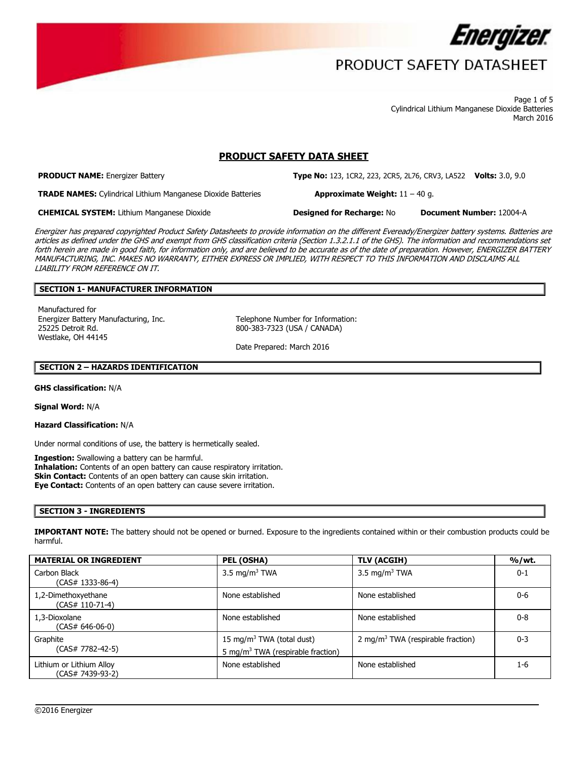# PRODUCT SAFETY DATASHEET

Cylindrical Lithium Manganese Dioxide Batteries
March 2016

## PRODUCT SAFETY DATA SHEET

**PRODUCT NAME:** Energizer Battery **Type No:** 123, 1CR2, 223, 2CR5, 2L76, CRV3, LA522 **Volts:** 3.0, 9.0

**TRADE NAMES:** Cylindrical Lithium Manganese Dioxide Batteries **Approximate Weight:** 11 – 40 g.

**CHEMICAL SYSTEM:** Lithium Manganese Dioxide **Designed for Recharge:** No **Document Number:** 12004-A

*Energizer has prepared copyrighted Product Safety Datasheets to provide information on the different Eveready/Energizer battery systems. Batteries are articles as defined under the GHS and exempt from GHS classification criteria (Section 1.3.2.1.1 of the GHS). The information and recommendations set forth herein are made in good faith, for information only, and are believed to be accurate as of the date of preparation. However, ENERGIZER BATTERY MANUFACTURING, INC. MAKES NO WARRANTY, EITHER EXPRESS OR IMPLIED, WITH RESPECT TO THIS INFORMATION AND DISCLAIMS ALL LIABILITY FROM REFERENCE ON IT.*

### SECTION 1- MANUFACTURER INFORMATION

Manufactured for
Energizer Battery Manufacturing, Inc.
25225 Detroit Rd.
Westlake, OH 44145

Telephone Number for Information:
800-383-7323 (USA / CANADA)

Date Prepared: March 2016

### SECTION 2 – HAZARDS IDENTIFICATION

**GHS classification:** N/A

**Signal Word:** N/A

**Hazard Classification:** N/A

Under normal conditions of use, the battery is hermetically sealed.

**Ingestion:** Swallowing a battery can be harmful.
**Inhalation:** Contents of an open battery can cause respiratory irritation.
**Skin Contact:** Contents of an open battery can cause skin irritation.
**Eye Contact:** Contents of an open battery can cause severe irritation.

### SECTION 3 - INGREDIENTS

**IMPORTANT NOTE:** The battery should not be opened or burned. Exposure to the ingredients contained within or their combustion products could be harmful.

| MATERIAL OR INGREDIENT | PEL (OSHA) | TLV (ACGIH) | %/wt. |
|---|---|---|---|
| Carbon Black (CAS# 1333-86-4) | 3.5 mg/m$^3$ TWA | 3.5 mg/m$^3$ TWA | 0-1 |
| 1,2-Dimethoxyethane (CAS# 110-71-4) | None established | None established | 0-6 |
| 1,3-Dioxolane (CAS# 646-06-0) | None established | None established | 0-8 |
| Graphite (CAS# 7782-42-5) | 15 mg/m$^3$ TWA (total dust)<br>5 mg/m$^3$ TWA (respirable fraction) | 2 mg/m$^3$ TWA (respirable fraction) | 0-3 |
| Lithium or Lithium Alloy (CAS# 7439-93-2) | None established | None established | 1-6 |

©2016 Energizer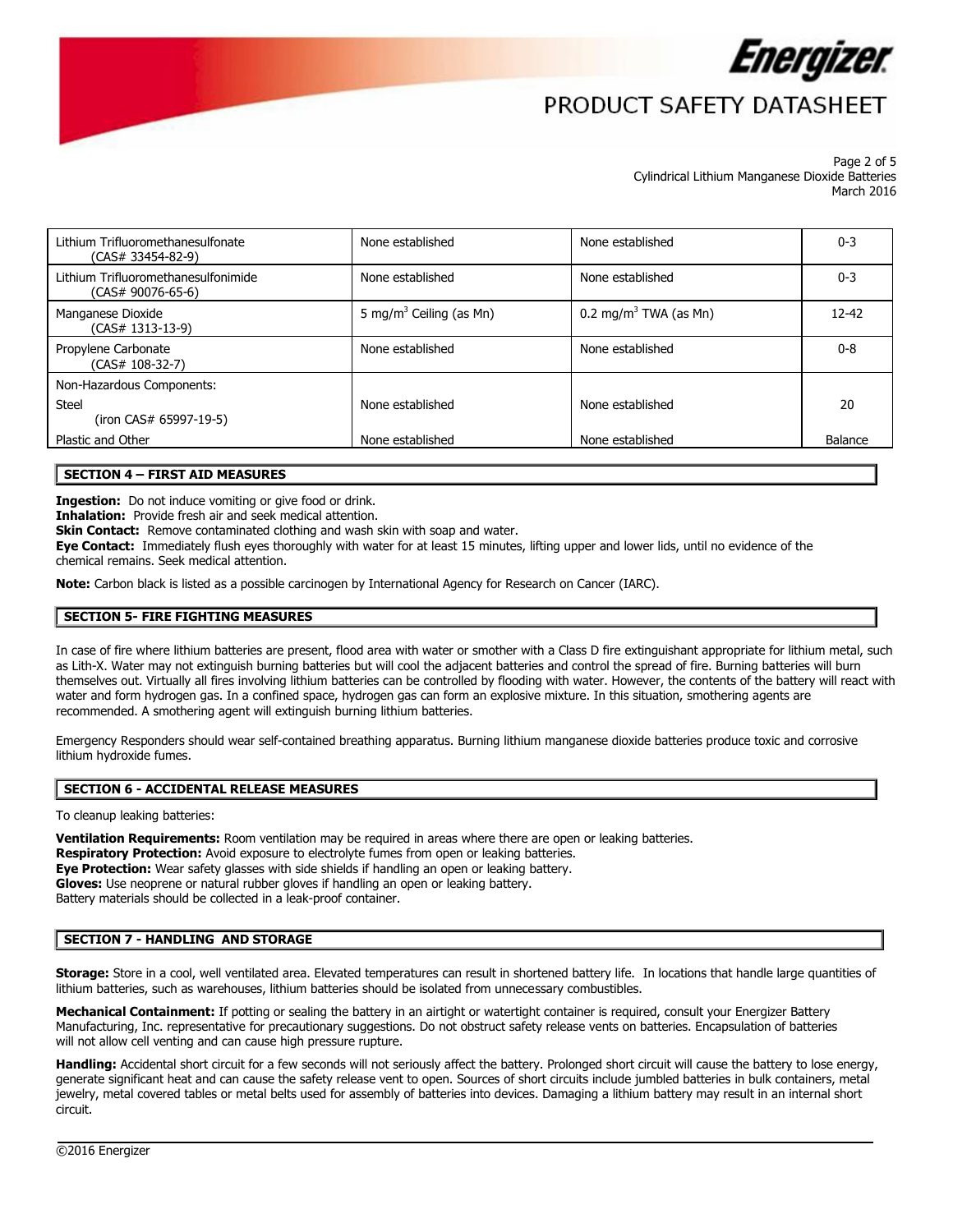| | | | |
|---|---|---|---|
| Lithium Trifluoromethanesulfonate (CAS# 33454-82-9) | None established | None established | 0-3 |
| Lithium Trifluoromethanesulfonimide (CAS# 90076-65-6) | None established | None established | 0-3 |
| Manganese Dioxide (CAS# 1313-13-9) | 5 mg/m$^3$ Ceiling (as Mn) | 0.2 mg/m$^3$ TWA (as Mn) | 12-42 |
| Propylene Carbonate (CAS# 108-32-7) | None established | None established | 0-8 |
| Non-Hazardous Components: | | | |
| Steel (iron CAS# 65997-19-5) | None established | None established | 20 |
| Plastic and Other | None established | None established | Balance |

## SECTION 4 – FIRST AID MEASURES

**Ingestion:** Do not induce vomiting or give food or drink.
**Inhalation:** Provide fresh air and seek medical attention.
**Skin Contact:** Remove contaminated clothing and wash skin with soap and water.
**Eye Contact:** Immediately flush eyes thoroughly with water for at least 15 minutes, lifting upper and lower lids, until no evidence of the chemical remains. Seek medical attention.

**Note:** Carbon black is listed as a possible carcinogen by International Agency for Research on Cancer (IARC).

## SECTION 5- FIRE FIGHTING MEASURES

In case of fire where lithium batteries are present, flood area with water or smother with a Class D fire extinguishant appropriate for lithium metal, such as Lith-X. Water may not extinguish burning batteries but will cool the adjacent batteries and control the spread of fire. Burning batteries will burn themselves out. Virtually all fires involving lithium batteries can be controlled by flooding with water. However, the contents of the battery will react with water and form hydrogen gas. In a confined space, hydrogen gas can form an explosive mixture. In this situation, smothering agents are recommended. A smothering agent will extinguish burning lithium batteries.

Emergency Responders should wear self-contained breathing apparatus. Burning lithium manganese dioxide batteries produce toxic and corrosive lithium hydroxide fumes.

## SECTION 6 - ACCIDENTAL RELEASE MEASURES

To cleanup leaking batteries:

**Ventilation Requirements:** Room ventilation may be required in areas where there are open or leaking batteries.
**Respiratory Protection:** Avoid exposure to electrolyte fumes from open or leaking batteries.
**Eye Protection:** Wear safety glasses with side shields if handling an open or leaking battery.
**Gloves:** Use neoprene or natural rubber gloves if handling an open or leaking battery.
Battery materials should be collected in a leak-proof container.

## SECTION 7 - HANDLING AND STORAGE

**Storage:** Store in a cool, well ventilated area. Elevated temperatures can result in shortened battery life. In locations that handle large quantities of lithium batteries, such as warehouses, lithium batteries should be isolated from unnecessary combustibles.

**Mechanical Containment:** If potting or sealing the battery in an airtight or watertight container is required, consult your Energizer Battery Manufacturing, Inc. representative for precautionary suggestions. Do not obstruct safety release vents on batteries. Encapsulation of batteries will not allow cell venting and can cause high pressure rupture.

**Handling:** Accidental short circuit for a few seconds will not seriously affect the battery. Prolonged short circuit will cause the battery to lose energy, generate significant heat and can cause the safety release vent to open. Sources of short circuits include jumbled batteries in bulk containers, metal jewelry, metal covered tables or metal belts used for assembly of batteries into devices. Damaging a lithium battery may result in an internal short circuit.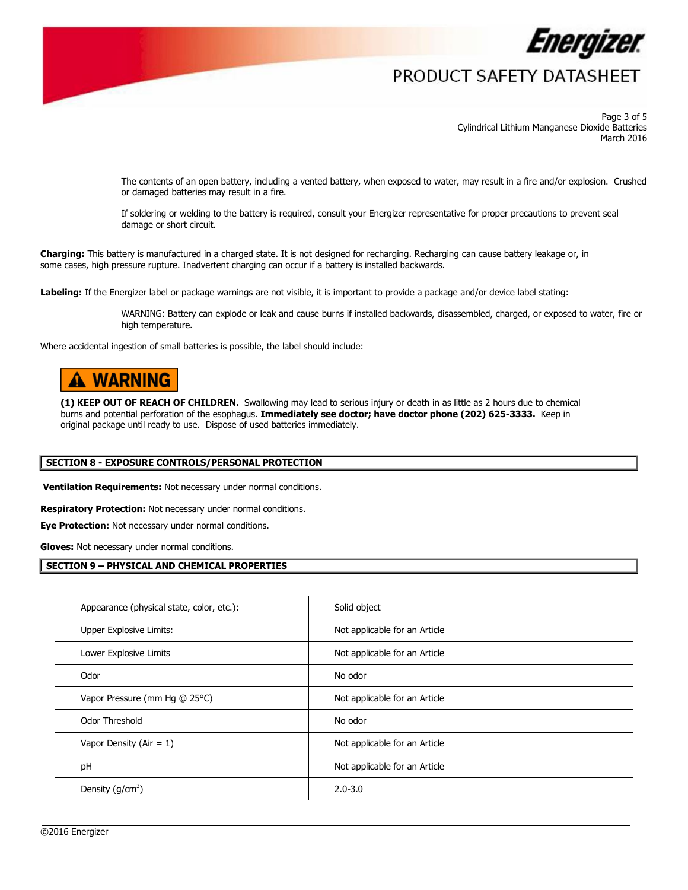The contents of an open battery, including a vented battery, when exposed to water, may result in a fire and/or explosion. Crushed or damaged batteries may result in a fire.

If soldering or welding to the battery is required, consult your Energizer representative for proper precautions to prevent seal damage or short circuit.

**Charging:** This battery is manufactured in a charged state. It is not designed for recharging. Recharging can cause battery leakage or, in some cases, high pressure rupture. Inadvertent charging can occur if a battery is installed backwards.

**Labeling:** If the Energizer label or package warnings are not visible, it is important to provide a package and/or device label stating:

> WARNING: Battery can explode or leak and cause burns if installed backwards, disassembled, charged, or exposed to water, fire or high temperature.

Where accidental ingestion of small batteries is possible, the label should include:

**⚠ WARNING**

**(1) KEEP OUT OF REACH OF CHILDREN.** Swallowing may lead to serious injury or death in as little as 2 hours due to chemical burns and potential perforation of the esophagus. **Immediately see doctor; have doctor phone (202) 625-3333.** Keep in original package until ready to use. Dispose of used batteries immediately.

## SECTION 8 - EXPOSURE CONTROLS/PERSONAL PROTECTION

**Ventilation Requirements:** Not necessary under normal conditions.

**Respiratory Protection:** Not necessary under normal conditions.

**Eye Protection:** Not necessary under normal conditions.

**Gloves:** Not necessary under normal conditions.

## SECTION 9 – PHYSICAL AND CHEMICAL PROPERTIES

| Property | Value |
|---|---|
| Appearance (physical state, color, etc.): | Solid object |
| Upper Explosive Limits: | Not applicable for an Article |
| Lower Explosive Limits | Not applicable for an Article |
| Odor | No odor |
| Vapor Pressure (mm Hg @ 25°C) | Not applicable for an Article |
| Odor Threshold | No odor |
| Vapor Density (Air = 1) | Not applicable for an Article |
| pH | Not applicable for an Article |
| Density ($g/cm^3$) | 2.0-3.0 |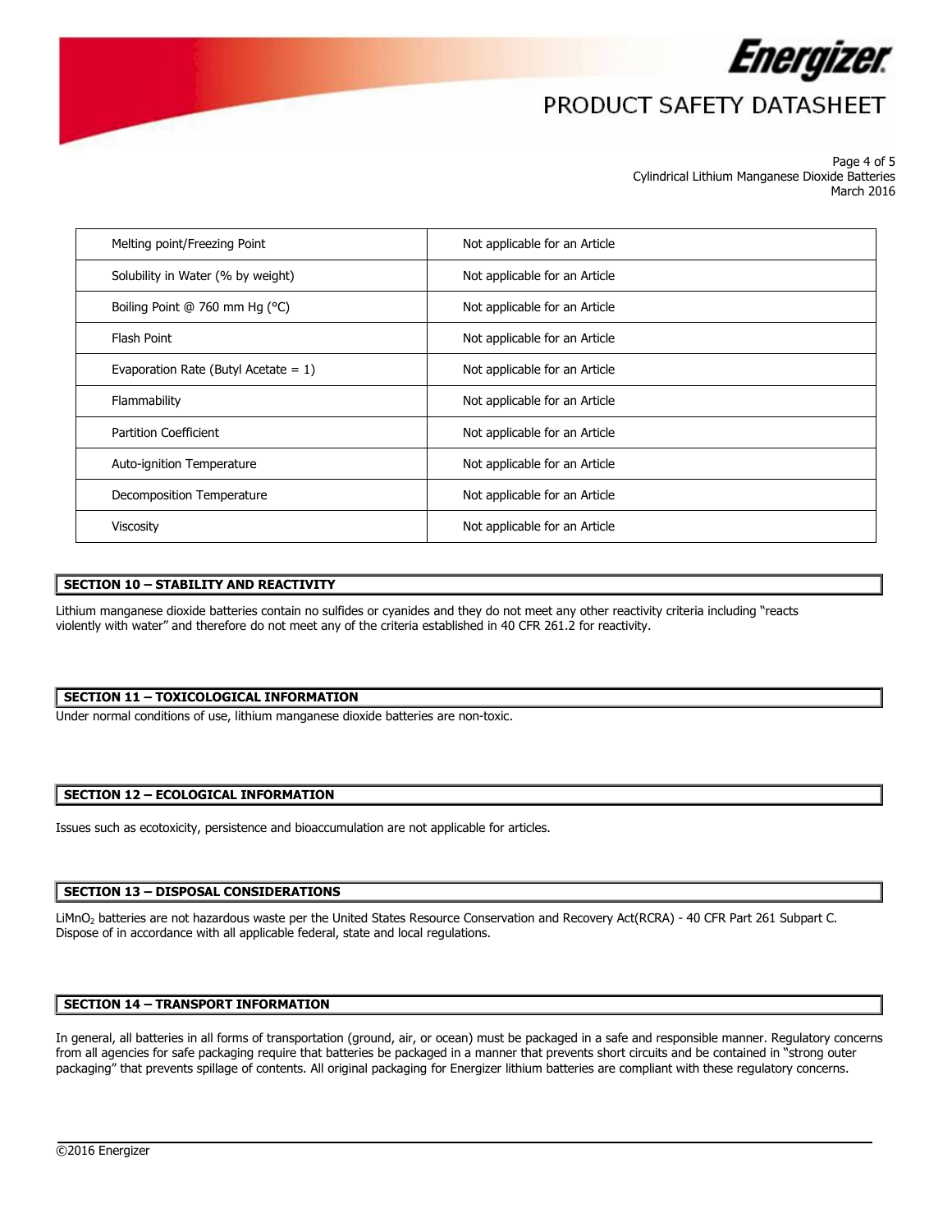| | |
|---|---|
| Melting point/Freezing Point | Not applicable for an Article |
| Solubility in Water (% by weight) | Not applicable for an Article |
| Boiling Point @ 760 mm Hg (°C) | Not applicable for an Article |
| Flash Point | Not applicable for an Article |
| Evaporation Rate (Butyl Acetate = 1) | Not applicable for an Article |
| Flammability | Not applicable for an Article |
| Partition Coefficient | Not applicable for an Article |
| Auto-ignition Temperature | Not applicable for an Article |
| Decomposition Temperature | Not applicable for an Article |
| Viscosity | Not applicable for an Article |

## SECTION 10 – STABILITY AND REACTIVITY

Lithium manganese dioxide batteries contain no sulfides or cyanides and they do not meet any other reactivity criteria including "reacts violently with water" and therefore do not meet any of the criteria established in 40 CFR 261.2 for reactivity.

## SECTION 11 – TOXICOLOGICAL INFORMATION

Under normal conditions of use, lithium manganese dioxide batteries are non-toxic.

## SECTION 12 – ECOLOGICAL INFORMATION

Issues such as ecotoxicity, persistence and bioaccumulation are not applicable for articles.

## SECTION 13 – DISPOSAL CONSIDERATIONS

$LiMnO_2$ batteries are not hazardous waste per the United States Resource Conservation and Recovery Act(RCRA) - 40 CFR Part 261 Subpart C. Dispose of in accordance with all applicable federal, state and local regulations.

## SECTION 14 – TRANSPORT INFORMATION

In general, all batteries in all forms of transportation (ground, air, or ocean) must be packaged in a safe and responsible manner. Regulatory concerns from all agencies for safe packaging require that batteries be packaged in a manner that prevents short circuits and be contained in "strong outer packaging" that prevents spillage of contents. All original packaging for Energizer lithium batteries are compliant with these regulatory concerns.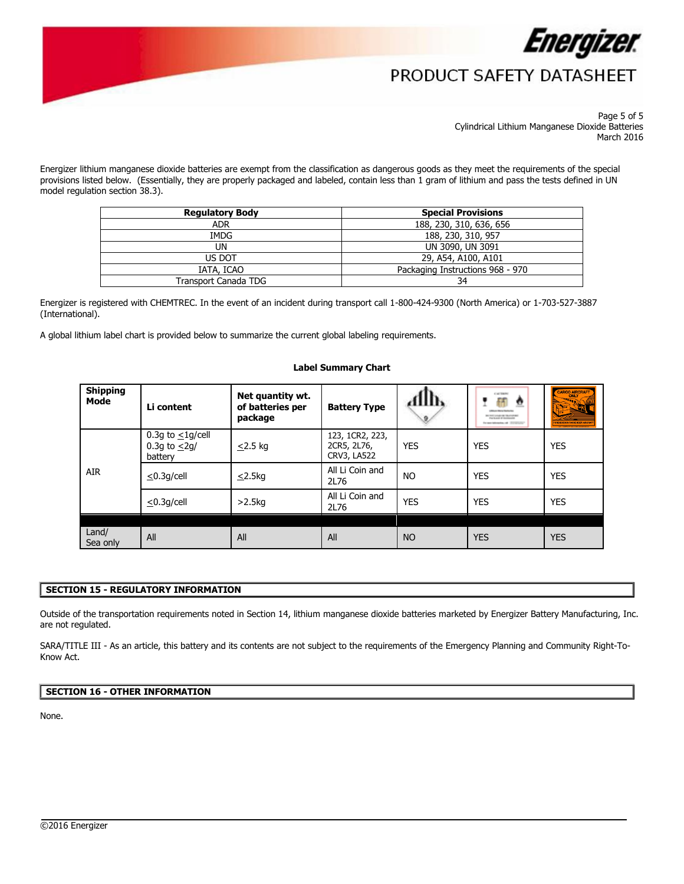Energizer lithium manganese dioxide batteries are exempt from the classification as dangerous goods as they meet the requirements of the special provisions listed below. (Essentially, they are properly packaged and labeled, contain less than 1 gram of lithium and pass the tests defined in UN model regulation section 38.3).

| Regulatory Body | Special Provisions |
|---|---|
| ADR | 188, 230, 310, 636, 656 |
| IMDG | 188, 230, 310, 957 |
| UN | UN 3090, UN 3091 |
| US DOT | 29, A54, A100, A101 |
| IATA, ICAO | Packaging Instructions 968 - 970 |
| Transport Canada TDG | 34 |

Energizer is registered with CHEMTREC. In the event of an incident during transport call 1-800-424-9300 (North America) or 1-703-527-3887 (International).

A global lithium label chart is provided below to summarize the current global labeling requirements.

**Label Summary Chart**

| Shipping Mode | Li content | Net quantity wt. of batteries per package | Battery Type | | | |
|---|---|---|---|---|---|---|
| AIR | 0.3g to ≤1g/cell 0.3g to ≤2g/ battery | ≤2.5 kg | 123, 1CR2, 223, 2CR5, 2L76, CRV3, LA522 | YES | YES | YES |
| | ≤0.3g/cell | ≤2.5kg | All Li Coin and 2L76 | NO | YES | YES |
| | ≤0.3g/cell | >2.5kg | All Li Coin and 2L76 | YES | YES | YES |
| Land/ Sea only | All | All | All | NO | YES | YES |

## SECTION 15 - REGULATORY INFORMATION

Outside of the transportation requirements noted in Section 14, lithium manganese dioxide batteries marketed by Energizer Battery Manufacturing, Inc. are not regulated.

SARA/TITLE III - As an article, this battery and its contents are not subject to the requirements of the Emergency Planning and Community Right-To-Know Act.

## SECTION 16 - OTHER INFORMATION

None.

©2016 Energizer